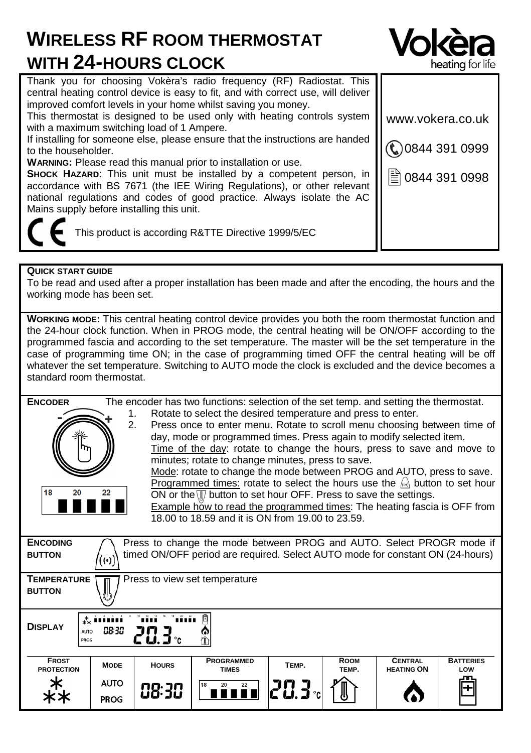# WIRELESS RF ROOM THERMOSTAT WITH 24-HOURS CLOCK

Vokèra heating for life

Thank you for choosing Vokèra's radio frequency (RF) Radiostat. This central heating control device is easy to fit, and with correct use, will deliver improved comfort levels in your home whilst saving you money.

This thermostat is designed to be used only with heating controls system with a maximum switching load of 1 Ampere.

If installing for someone else, please ensure that the instructions are handed to the householder.

**WARNING:** Please read this manual prior to installation or use.

**SHOCK HAZARD**: This unit must be installed by a competent person, in accordance with BS 7671 (the IEE Wiring Regulations), or other relevant national regulations and codes of good practice. Always isolate the AC Mains supply before installing this unit.

CE This product is according R&TTE Directive 1999/5/EC

www.vokera.co.uk

0844 391 0999

0844 391 0998

**QUICK START GUIDE**

To be read and used after a proper installation has been made and after the encoding, the hours and the working mode has been set.

**WORKING MODE:** This central heating control device provides you both the room thermostat function and the 24-hour clock function. When in PROG mode, the central heating will be ON/OFF according to the programmed fascia and according to the set temperature. The master will be the set temperature in the case of programming time ON; in the case of programming timed OFF the central heating will be off whatever the set temperature. Switching to AUTO mode the clock is excluded and the device becomes a standard room thermostat.

**ENCODER** The encoder has two functions: selection of the set temp. and setting the thermostat.

1. Rotate to select the desired temperature and press to enter.
2. Press once to enter menu. Rotate to scroll menu choosing between time of day, mode or programmed times. Press again to modify selected item.

   Time of the day: rotate to change the hours, press to save and move to minutes; rotate to change minutes, press to save.

   Mode: rotate to change the mode between PROG and AUTO, press to save.

   Programmed times: rotate to select the hours use the ((•)) button to set hour ON or the thermometer button to set hour OFF. Press to save the settings.

   Example how to read the programmed times: The heating fascia is OFF from 18.00 to 18.59 and it is ON from 19.00 to 23.59.

**ENCODING BUTTON** Press to change the mode between PROG and AUTO. Select PROGR mode if timed ON/OFF period are required. Select AUTO mode for constant ON (24-hours)

**TEMPERATURE BUTTON** Press to view set temperature

**DISPLAY**

| FROST PROTECTION | MODE | HOURS | PROGRAMMED TIMES | TEMP. | ROOM TEMP. | CENTRAL HEATING ON | BATTERIES LOW |
|---|---|---|---|---|---|---|---|
| * ** | AUTO PROG | 08:30 | 18 20 22 | 20.3 °C | | | |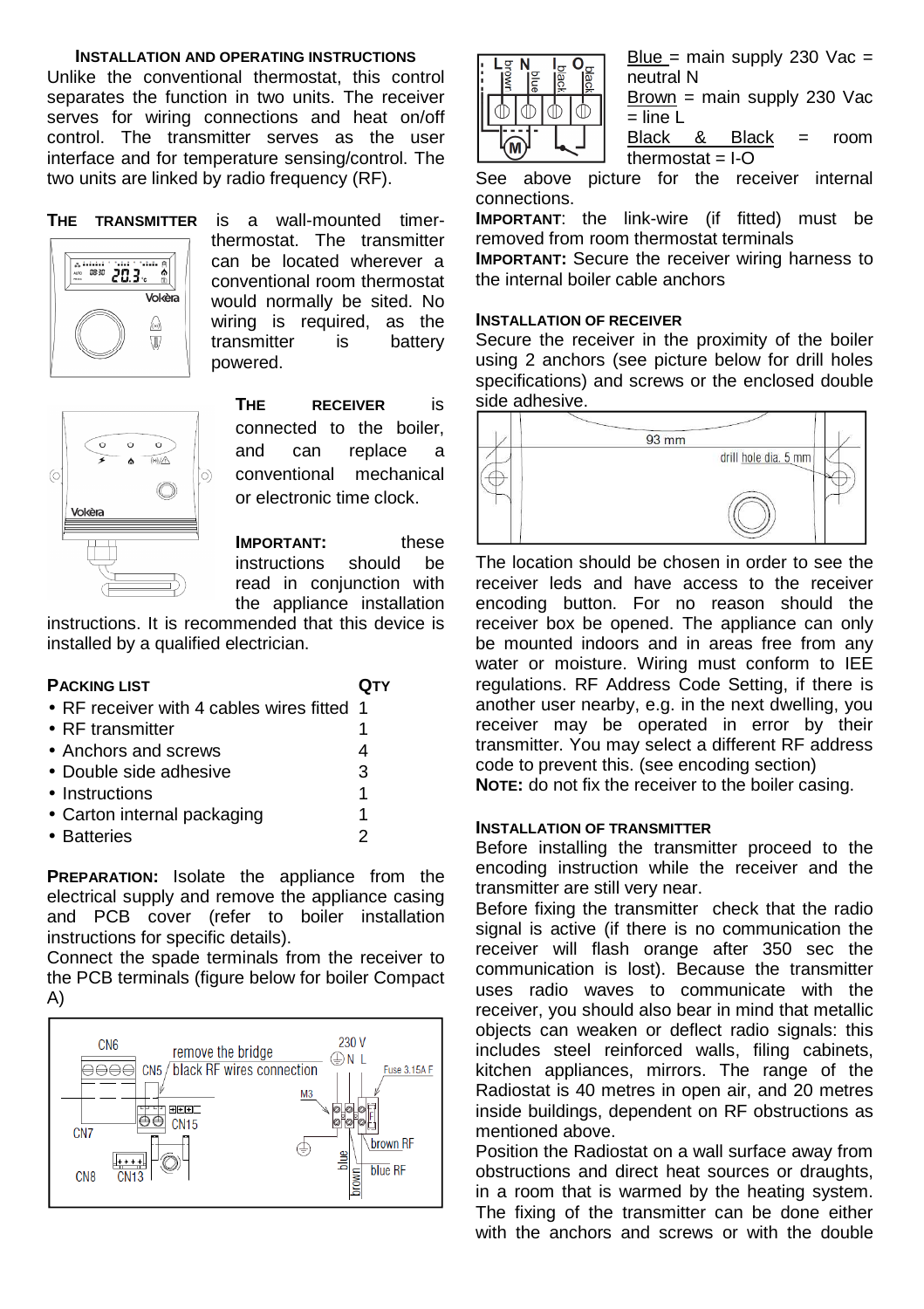### INSTALLATION AND OPERATING INSTRUCTIONS

Unlike the conventional thermostat, this control separates the function in two units. The receiver serves for wiring connections and heat on/off control. The transmitter serves as the user interface and for temperature sensing/control. The two units are linked by radio frequency (RF).

**THE TRANSMITTER** is a wall-mounted timer-thermostat. The transmitter can be located wherever a conventional room thermostat would normally be sited. No wiring is required, as the transmitter is battery powered.

**THE RECEIVER** is connected to the boiler, and can replace a conventional mechanical or electronic time clock.

**IMPORTANT:** these instructions should be read in conjunction with the appliance installation instructions. It is recommended that this device is installed by a qualified electrician.

| **PACKING LIST** | **QTY** |
|---|---|
| • RF receiver with 4 cables wires fitted | 1 |
| • RF transmitter | 1 |
| • Anchors and screws | 4 |
| • Double side adhesive | 3 |
| • Instructions | 1 |
| • Carton internal packaging | 1 |
| • Batteries | 2 |

**PREPARATION:** Isolate the appliance from the electrical supply and remove the appliance casing and PCB cover (refer to boiler installation instructions for specific details).

Connect the spade terminals from the receiver to the PCB terminals (figure below for boiler Compact A)

Blue = main supply 230 Vac = neutral N

Brown = main supply 230 Vac = line L

Black & Black = room thermostat = I-O

See above picture for the receiver internal connections.

**IMPORTANT**: the link-wire (if fitted) must be removed from room thermostat terminals

**IMPORTANT:** Secure the receiver wiring harness to the internal boiler cable anchors

### INSTALLATION OF RECEIVER

Secure the receiver in the proximity of the boiler using 2 anchors (see picture below for drill holes specifications) and screws or the enclosed double side adhesive.

The location should be chosen in order to see the receiver leds and have access to the receiver encoding button. For no reason should the receiver box be opened. The appliance can only be mounted indoors and in areas free from any water or moisture. Wiring must conform to IEE regulations. RF Address Code Setting, if there is another user nearby, e.g. in the next dwelling, you receiver may be operated in error by their transmitter. You may select a different RF address code to prevent this. (see encoding section)

**NOTE:** do not fix the receiver to the boiler casing.

### INSTALLATION OF TRANSMITTER

Before installing the transmitter proceed to the encoding instruction while the receiver and the transmitter are still very near.

Before fixing the transmitter check that the radio signal is active (if there is no communication the receiver will flash orange after 350 sec the communication is lost). Because the transmitter uses radio waves to communicate with the receiver, you should also bear in mind that metallic objects can weaken or deflect radio signals: this includes steel reinforced walls, filing cabinets, kitchen appliances, mirrors. The range of the Radiostat is 40 metres in open air, and 20 metres inside buildings, dependent on RF obstructions as mentioned above.

Position the Radiostat on a wall surface away from obstructions and direct heat sources or draughts, in a room that is warmed by the heating system. The fixing of the transmitter can be done either with the anchors and screws or with the double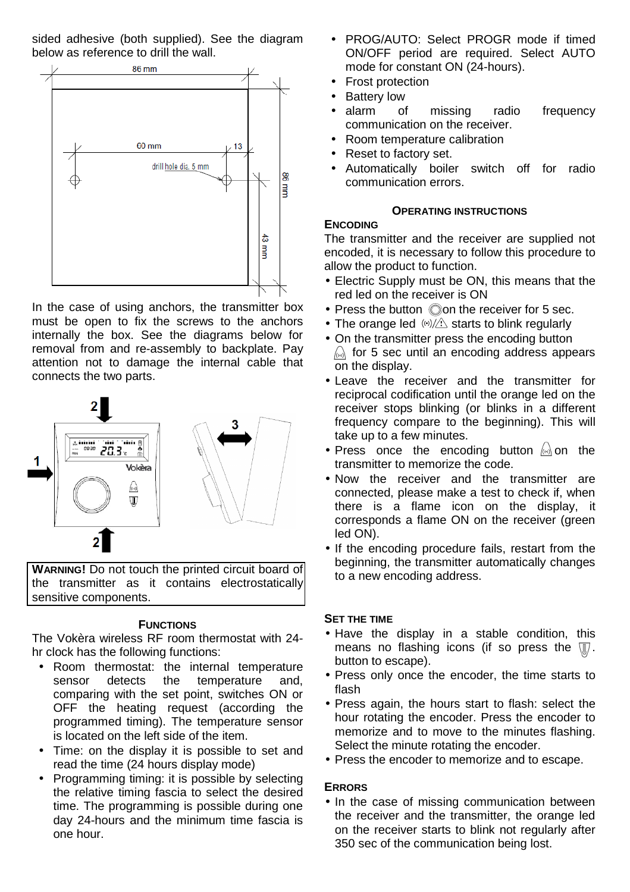sided adhesive (both supplied). See the diagram below as reference to drill the wall.

In the case of using anchors, the transmitter box must be open to fix the screws to the anchors internally the box. See the diagrams below for removal from and re-assembly to backplate. Pay attention not to damage the internal cable that connects the two parts.

**WARNING!** Do not touch the printed circuit board of the transmitter as it contains electrostatically sensitive components.

### FUNCTIONS

The Vokèra wireless RF room thermostat with 24-hr clock has the following functions:

- Room thermostat: the internal temperature sensor detects the temperature and, comparing with the set point, switches ON or OFF the heating request (according the programmed timing). The temperature sensor is located on the left side of the item.
- Time: on the display it is possible to set and read the time (24 hours display mode)
- Programming timing: it is possible by selecting the relative timing fascia to select the desired time. The programming is possible during one day 24-hours and the minimum time fascia is one hour.
- PROG/AUTO: Select PROGR mode if timed ON/OFF period are required. Select AUTO mode for constant ON (24-hours).
- Frost protection
- Battery low
- alarm of missing radio frequency communication on the receiver.
- Room temperature calibration
- Reset to factory set.
- Automatically boiler switch off for radio communication errors.

### OPERATING INSTRUCTIONS

#### ENCODING

The transmitter and the receiver are supplied not encoded, it is necessary to follow this procedure to allow the product to function.

- Electric Supply must be ON, this means that the red led on the receiver is ON
- Press the button on the receiver for 5 sec.
- The orange led starts to blink regularly
- On the transmitter press the encoding button for 5 sec until an encoding address appears on the display.
- Leave the receiver and the transmitter for reciprocal codification until the orange led on the receiver stops blinking (or blinks in a different frequency compare to the beginning). This will take up to a few minutes.
- Press once the encoding button on the transmitter to memorize the code.
- Now the receiver and the transmitter are connected, please make a test to check if, when there is a flame icon on the display, it corresponds a flame ON on the receiver (green led ON).
- If the encoding procedure fails, restart from the beginning, the transmitter automatically changes to a new encoding address.

#### SET THE TIME

- Have the display in a stable condition, this means no flashing icons (if so press the button to escape).
- Press only once the encoder, the time starts to flash
- Press again, the hours start to flash: select the hour rotating the encoder. Press the encoder to memorize and to move to the minutes flashing. Select the minute rotating the encoder.
- Press the encoder to memorize and to escape.

#### ERRORS

- In the case of missing communication between the receiver and the transmitter, the orange led on the receiver starts to blink not regularly after 350 sec of the communication being lost.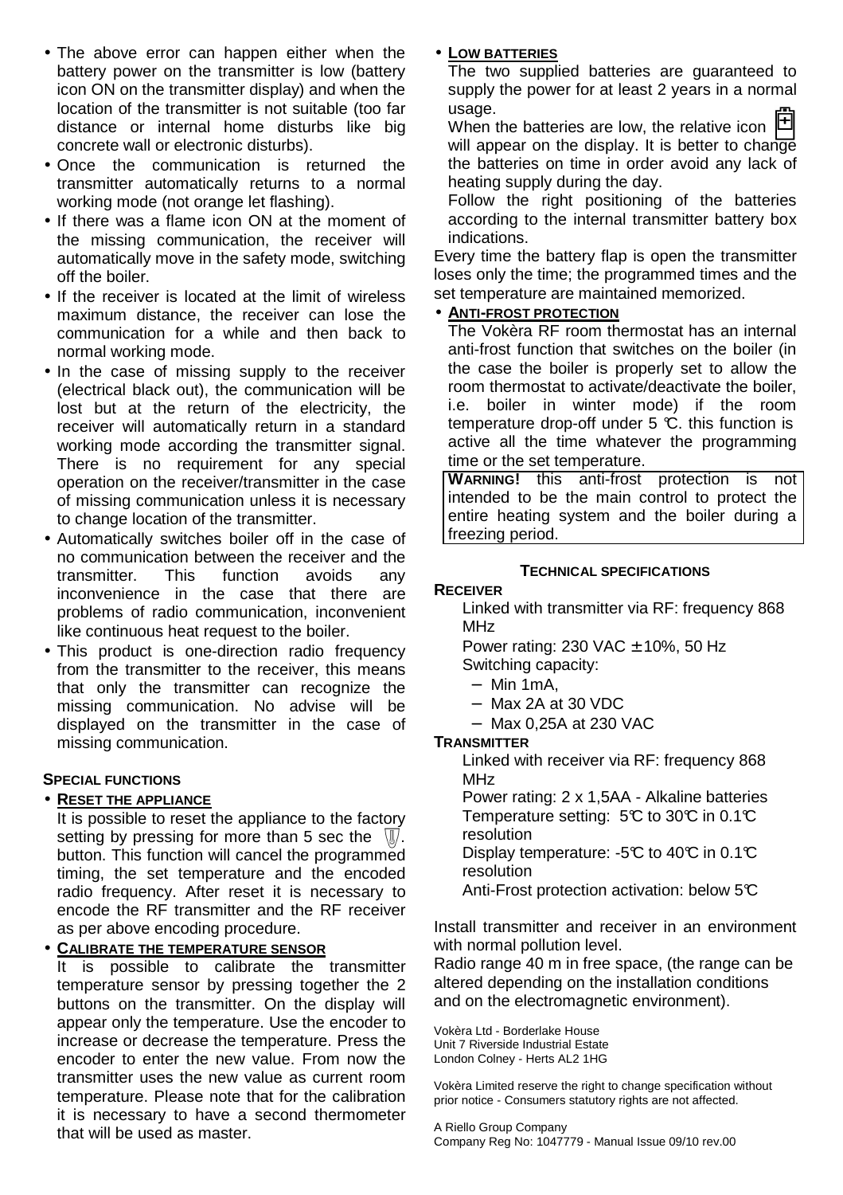- The above error can happen either when the battery power on the transmitter is low (battery icon ON on the transmitter display) and when the location of the transmitter is not suitable (too far distance or internal home disturbs like big concrete wall or electronic disturbs).
- Once the communication is returned the transmitter automatically returns to a normal working mode (not orange let flashing).
- If there was a flame icon ON at the moment of the missing communication, the receiver will automatically move in the safety mode, switching off the boiler.
- If the receiver is located at the limit of wireless maximum distance, the receiver can lose the communication for a while and then back to normal working mode.
- In the case of missing supply to the receiver (electrical black out), the communication will be lost but at the return of the electricity, the receiver will automatically return in a standard working mode according the transmitter signal. There is no requirement for any special operation on the receiver/transmitter in the case of missing communication unless it is necessary to change location of the transmitter.
- Automatically switches boiler off in the case of no communication between the receiver and the transmitter. This function avoids any inconvenience in the case that there are problems of radio communication, inconvenient like continuous heat request to the boiler.
- This product is one-direction radio frequency from the transmitter to the receiver, this means that only the transmitter can recognize the missing communication. No advise will be displayed on the transmitter in the case of missing communication.

**SPECIAL FUNCTIONS**

- **RESET THE APPLIANCE**

  It is possible to reset the appliance to the factory setting by pressing for more than 5 sec the button. This function will cancel the programmed timing, the set temperature and the encoded radio frequency. After reset it is necessary to encode the RF transmitter and the RF receiver as per above encoding procedure.

- **CALIBRATE THE TEMPERATURE SENSOR**

  It is possible to calibrate the transmitter temperature sensor by pressing together the 2 buttons on the transmitter. On the display will appear only the temperature. Use the encoder to increase or decrease the temperature. Press the encoder to enter the new value. From now the transmitter uses the new value as current room temperature. Please note that for the calibration it is necessary to have a second thermometer that will be used as master.

- **LOW BATTERIES**

  The two supplied batteries are guaranteed to supply the power for at least 2 years in a normal usage.

  When the batteries are low, the relative icon will appear on the display. It is better to change the batteries on time in order avoid any lack of heating supply during the day.

  Follow the right positioning of the batteries according to the internal transmitter battery box indications.

Every time the battery flap is open the transmitter loses only the time; the programmed times and the set temperature are maintained memorized.

- **ANTI-FROST PROTECTION**

  The Vokèra RF room thermostat has an internal anti-frost function that switches on the boiler (in the case the boiler is properly set to allow the room thermostat to activate/deactivate the boiler, i.e. boiler in winter mode) if the room temperature drop-off under 5 °C. this function is active all the time whatever the programming time or the set temperature.

**WARNING!** this anti-frost protection is not intended to be the main control to protect the entire heating system and the boiler during a freezing period.

**TECHNICAL SPECIFICATIONS**

**RECEIVER**

Linked with transmitter via RF: frequency 868 MHz

Power rating: 230 VAC ± 10%, 50 Hz

Switching capacity:

- Min 1mA,
- Max 2A at 30 VDC
- Max 0,25A at 230 VAC

**TRANSMITTER**

Linked with receiver via RF: frequency 868 MHz

Power rating: 2 x 1,5AA - Alkaline batteries

Temperature setting: 5°C to 30°C in 0.1°C resolution

Display temperature: -5°C to 40°C in 0.1°C resolution

Anti-Frost protection activation: below 5°C

Install transmitter and receiver in an environment with normal pollution level.

Radio range 40 m in free space, (the range can be altered depending on the installation conditions and on the electromagnetic environment).

Vokèra Ltd - Borderlake House
Unit 7 Riverside Industrial Estate
London Colney - Herts AL2 1HG

Vokèra Limited reserve the right to change specification without prior notice - Consumers statutory rights are not affected.

A Riello Group Company
Company Reg No: 1047779 - Manual Issue 09/10 rev.00